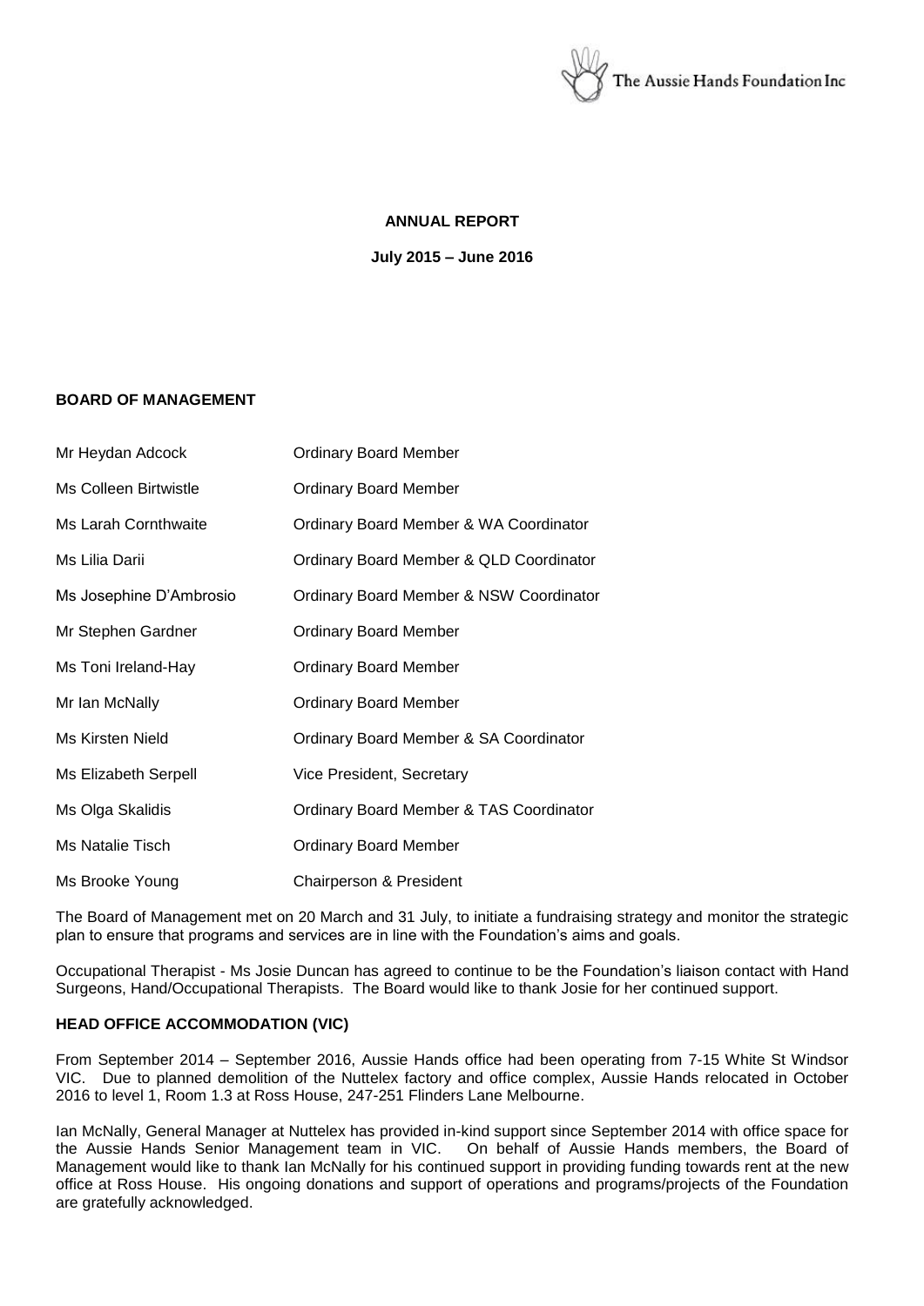The Aussie Hands Foundation Inc

# ANNUAL REPORT

**July 2015 – June 2016**

## BOARD OF MANAGEMENT

| | |
|---|---|
| Mr Heydan Adcock | Ordinary Board Member |
| Ms Colleen Birtwistle | Ordinary Board Member |
| Ms Larah Cornthwaite | Ordinary Board Member & WA Coordinator |
| Ms Lilia Darii | Ordinary Board Member & QLD Coordinator |
| Ms Josephine D'Ambrosio | Ordinary Board Member & NSW Coordinator |
| Mr Stephen Gardner | Ordinary Board Member |
| Ms Toni Ireland-Hay | Ordinary Board Member |
| Mr Ian McNally | Ordinary Board Member |
| Ms Kirsten Nield | Ordinary Board Member & SA Coordinator |
| Ms Elizabeth Serpell | Vice President, Secretary |
| Ms Olga Skalidis | Ordinary Board Member & TAS Coordinator |
| Ms Natalie Tisch | Ordinary Board Member |
| Ms Brooke Young | Chairperson & President |

The Board of Management met on 20 March and 31 July, to initiate a fundraising strategy and monitor the strategic plan to ensure that programs and services are in line with the Foundation's aims and goals.

Occupational Therapist - Ms Josie Duncan has agreed to continue to be the Foundation's liaison contact with Hand Surgeons, Hand/Occupational Therapists. The Board would like to thank Josie for her continued support.

## HEAD OFFICE ACCOMMODATION (VIC)

From September 2014 – September 2016, Aussie Hands office had been operating from 7-15 White St Windsor VIC. Due to planned demolition of the Nuttelex factory and office complex, Aussie Hands relocated in October 2016 to level 1, Room 1.3 at Ross House, 247-251 Flinders Lane Melbourne.

Ian McNally, General Manager at Nuttelex has provided in-kind support since September 2014 with office space for the Aussie Hands Senior Management team in VIC. On behalf of Aussie Hands members, the Board of Management would like to thank Ian McNally for his continued support in providing funding towards rent at the new office at Ross House. His ongoing donations and support of operations and programs/projects of the Foundation are gratefully acknowledged.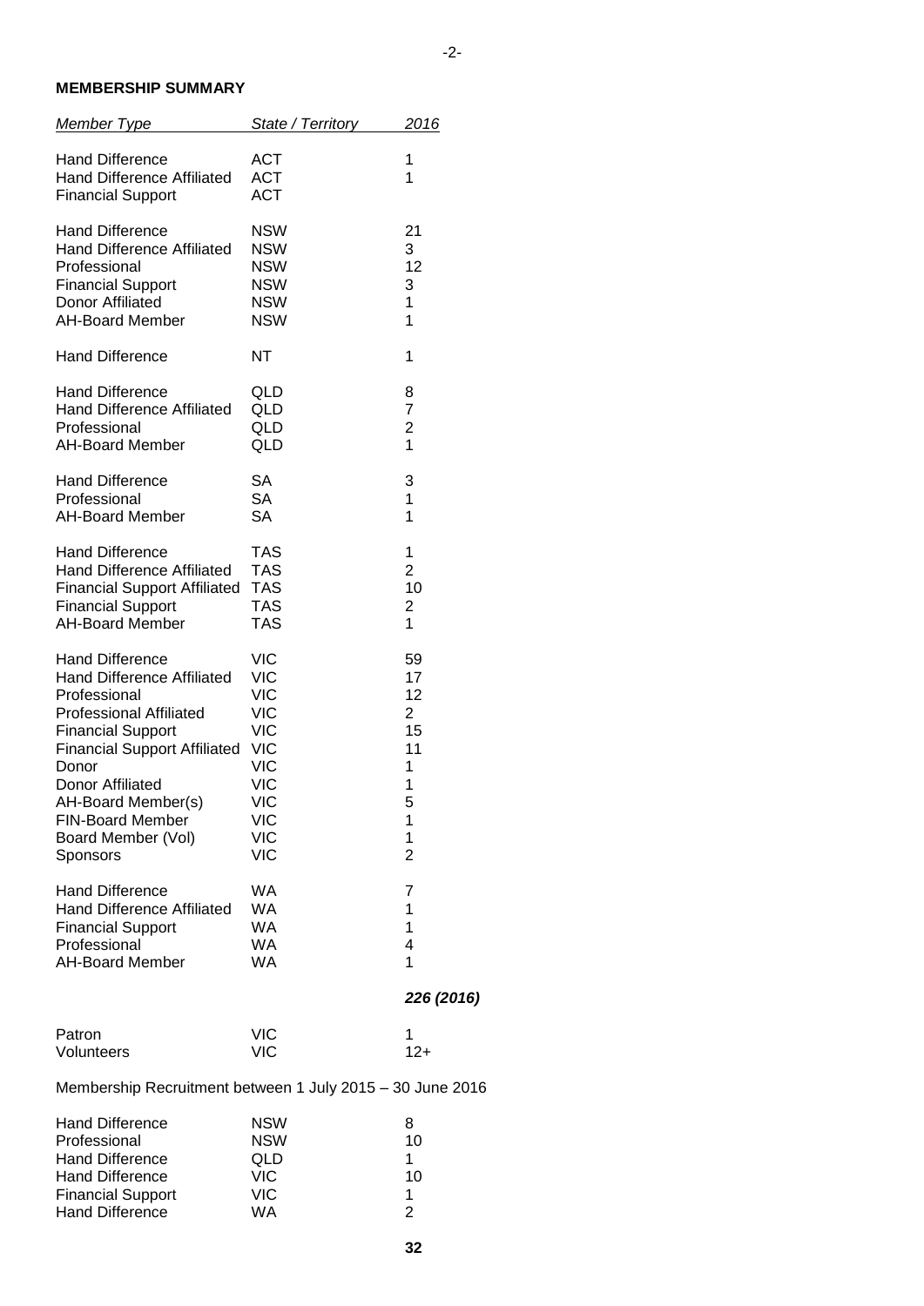**MEMBERSHIP SUMMARY**

| *Member Type* | *State / Territory* | *2016* |
|---|---|---|
| Hand Difference | ACT | 1 |
| Hand Difference Affiliated | ACT | 1 |
| Financial Support | ACT | |
| Hand Difference | NSW | 21 |
| Hand Difference Affiliated | NSW | 3 |
| Professional | NSW | 12 |
| Financial Support | NSW | 3 |
| Donor Affiliated | NSW | 1 |
| AH-Board Member | NSW | 1 |
| Hand Difference | NT | 1 |
| Hand Difference | QLD | 8 |
| Hand Difference Affiliated | QLD | 7 |
| Professional | QLD | 2 |
| AH-Board Member | QLD | 1 |
| Hand Difference | SA | 3 |
| Professional | SA | 1 |
| AH-Board Member | SA | 1 |
| Hand Difference | TAS | 1 |
| Hand Difference Affiliated | TAS | 2 |
| Financial Support Affiliated | TAS | 10 |
| Financial Support | TAS | 2 |
| AH-Board Member | TAS | 1 |
| Hand Difference | VIC | 59 |
| Hand Difference Affiliated | VIC | 17 |
| Professional | VIC | 12 |
| Professional Affiliated | VIC | 2 |
| Financial Support | VIC | 15 |
| Financial Support Affiliated | VIC | 11 |
| Donor | VIC | 1 |
| Donor Affiliated | VIC | 1 |
| AH-Board Member(s) | VIC | 5 |
| FIN-Board Member | VIC | 1 |
| Board Member (Vol) | VIC | 1 |
| Sponsors | VIC | 2 |
| Hand Difference | WA | 7 |
| Hand Difference Affiliated | WA | 1 |
| Financial Support | WA | 1 |
| Professional | WA | 4 |
| AH-Board Member | WA | 1 |
| | | ***226 (2016)*** |
| Patron | VIC | 1 |
| Volunteers | VIC | 12+ |

Membership Recruitment between 1 July 2015 – 30 June 2016

| | | |
|---|---|---|
| Hand Difference | NSW | 8 |
| Professional | NSW | 10 |
| Hand Difference | QLD | 1 |
| Hand Difference | VIC | 10 |
| Financial Support | VIC | 1 |
| Hand Difference | WA | 2 |
| | | **32** |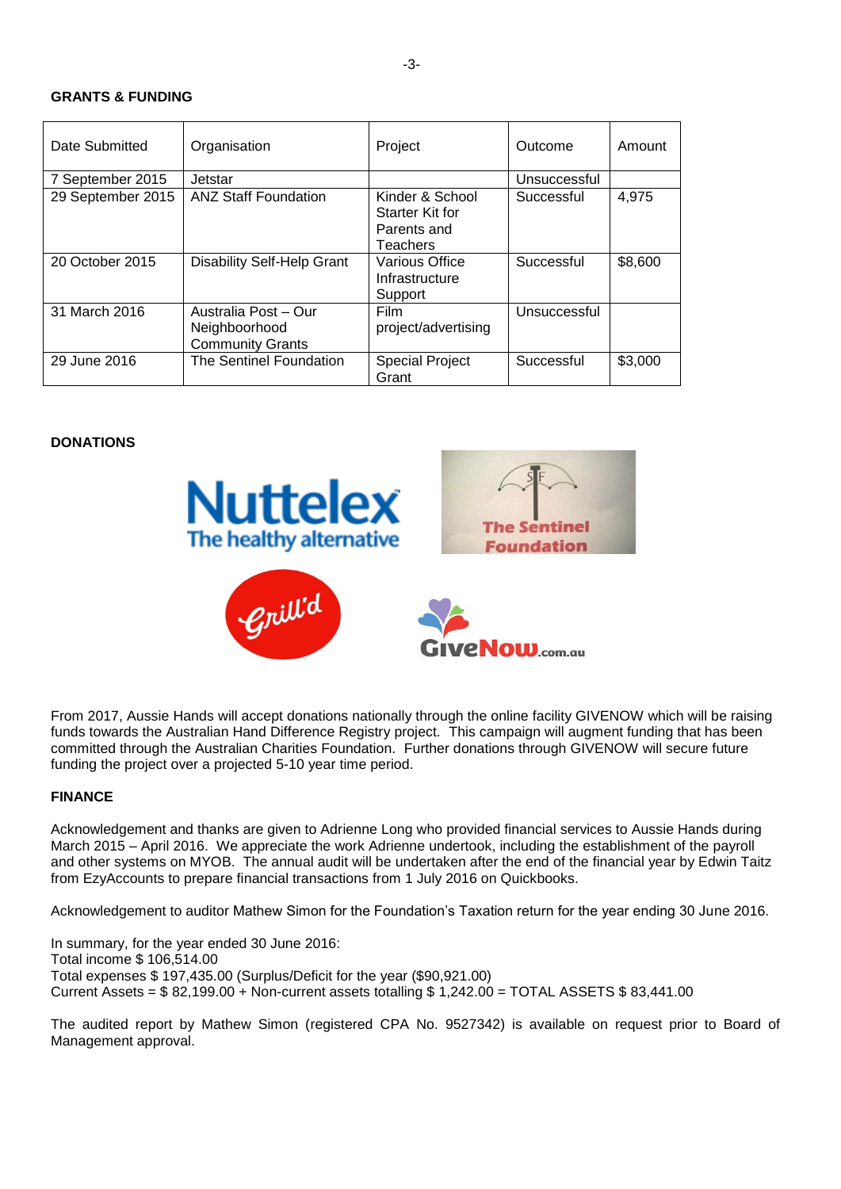**GRANTS & FUNDING**

| Date Submitted | Organisation | Project | Outcome | Amount |
|---|---|---|---|---|
| 7 September 2015 | Jetstar | | Unsuccessful | |
| 29 September 2015 | ANZ Staff Foundation | Kinder & School Starter Kit for Parents and Teachers | Successful | 4,975 |
| 20 October 2015 | Disability Self-Help Grant | Various Office Infrastructure Support | Successful | $8,600 |
| 31 March 2016 | Australia Post – Our Neighboorhood Community Grants | Film project/advertising | Unsuccessful | |
| 29 June 2016 | The Sentinel Foundation | Special Project Grant | Successful | $3,000 |

**DONATIONS**

From 2017, Aussie Hands will accept donations nationally through the online facility GIVENOW which will be raising funds towards the Australian Hand Difference Registry project. This campaign will augment funding that has been committed through the Australian Charities Foundation. Further donations through GIVENOW will secure future funding the project over a projected 5-10 year time period.

**FINANCE**

Acknowledgement and thanks are given to Adrienne Long who provided financial services to Aussie Hands during March 2015 – April 2016. We appreciate the work Adrienne undertook, including the establishment of the payroll and other systems on MYOB. The annual audit will be undertaken after the end of the financial year by Edwin Taitz from EzyAccounts to prepare financial transactions from 1 July 2016 on Quickbooks.

Acknowledgement to auditor Mathew Simon for the Foundation's Taxation return for the year ending 30 June 2016.

In summary, for the year ended 30 June 2016:
Total income $ 106,514.00
Total expenses $ 197,435.00 (Surplus/Deficit for the year ($90,921.00)
Current Assets = $ 82,199.00 + Non-current assets totalling $ 1,242.00 = TOTAL ASSETS $ 83,441.00

The audited report by Mathew Simon (registered CPA No. 9527342) is available on request prior to Board of Management approval.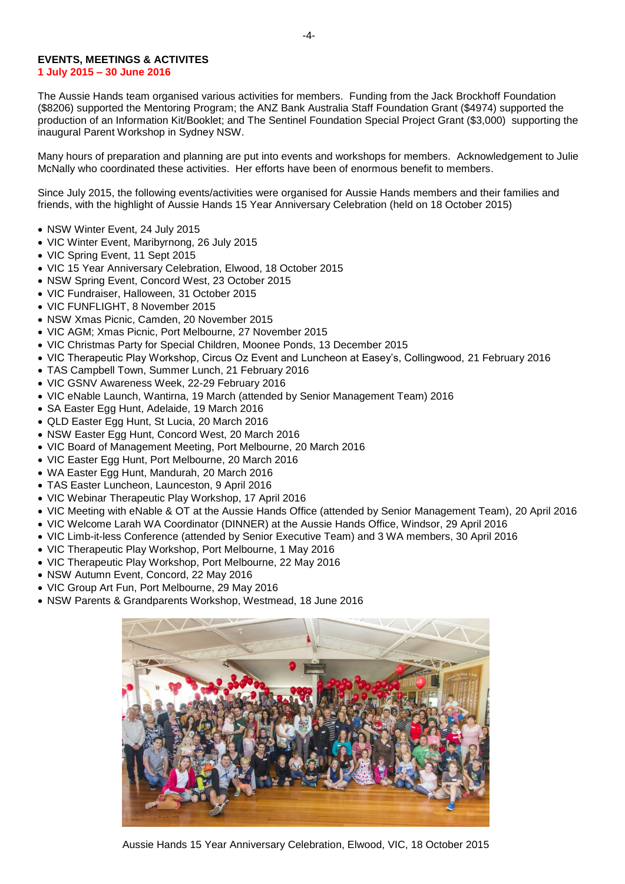## EVENTS, MEETINGS & ACTIVITES
**1 July 2015 – 30 June 2016**

The Aussie Hands team organised various activities for members. Funding from the Jack Brockhoff Foundation ($8206) supported the Mentoring Program; the ANZ Bank Australia Staff Foundation Grant ($4974) supported the production of an Information Kit/Booklet; and The Sentinel Foundation Special Project Grant ($3,000) supporting the inaugural Parent Workshop in Sydney NSW.

Many hours of preparation and planning are put into events and workshops for members. Acknowledgement to Julie McNally who coordinated these activities. Her efforts have been of enormous benefit to members.

Since July 2015, the following events/activities were organised for Aussie Hands members and their families and friends, with the highlight of Aussie Hands 15 Year Anniversary Celebration (held on 18 October 2015)

- NSW Winter Event, 24 July 2015
- VIC Winter Event, Maribyrnong, 26 July 2015
- VIC Spring Event, 11 Sept 2015
- VIC 15 Year Anniversary Celebration, Elwood, 18 October 2015
- NSW Spring Event, Concord West, 23 October 2015
- VIC Fundraiser, Halloween, 31 October 2015
- VIC FUNFLIGHT, 8 November 2015
- NSW Xmas Picnic, Camden, 20 November 2015
- VIC AGM; Xmas Picnic, Port Melbourne, 27 November 2015
- VIC Christmas Party for Special Children, Moonee Ponds, 13 December 2015
- VIC Therapeutic Play Workshop, Circus Oz Event and Luncheon at Easey's, Collingwood, 21 February 2016
- TAS Campbell Town, Summer Lunch, 21 February 2016
- VIC GSNV Awareness Week, 22-29 February 2016
- VIC eNable Launch, Wantirna, 19 March (attended by Senior Management Team) 2016
- SA Easter Egg Hunt, Adelaide, 19 March 2016
- QLD Easter Egg Hunt, St Lucia, 20 March 2016
- NSW Easter Egg Hunt, Concord West, 20 March 2016
- VIC Board of Management Meeting, Port Melbourne, 20 March 2016
- VIC Easter Egg Hunt, Port Melbourne, 20 March 2016
- WA Easter Egg Hunt, Mandurah, 20 March 2016
- TAS Easter Luncheon, Launceston, 9 April 2016
- VIC Webinar Therapeutic Play Workshop, 17 April 2016
- VIC Meeting with eNable & OT at the Aussie Hands Office (attended by Senior Management Team), 20 April 2016
- VIC Welcome Larah WA Coordinator (DINNER) at the Aussie Hands Office, Windsor, 29 April 2016
- VIC Limb-it-less Conference (attended by Senior Executive Team) and 3 WA members, 30 April 2016
- VIC Therapeutic Play Workshop, Port Melbourne, 1 May 2016
- VIC Therapeutic Play Workshop, Port Melbourne, 22 May 2016
- NSW Autumn Event, Concord, 22 May 2016
- VIC Group Art Fun, Port Melbourne, 29 May 2016
- NSW Parents & Grandparents Workshop, Westmead, 18 June 2016

Aussie Hands 15 Year Anniversary Celebration, Elwood, VIC, 18 October 2015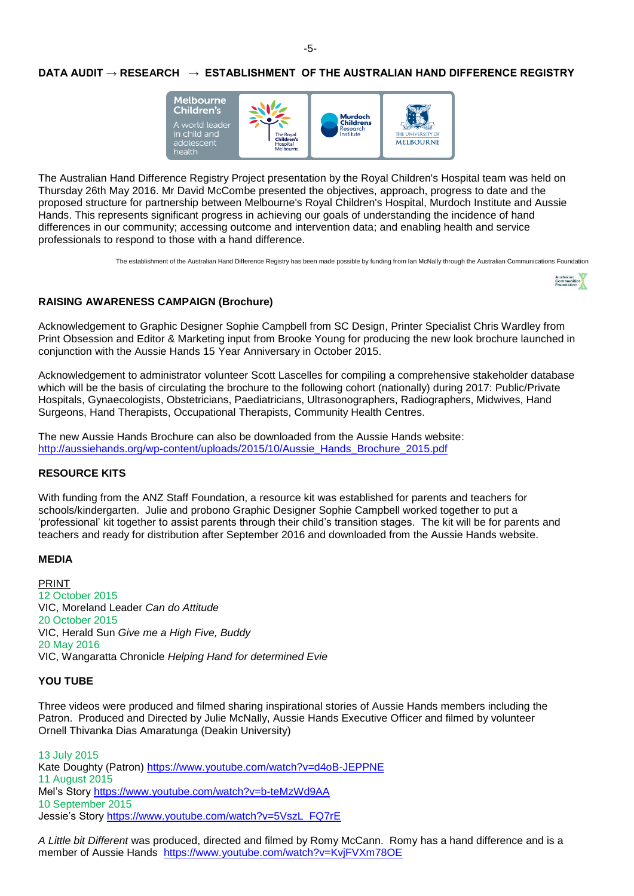## DATA AUDIT → RESEARCH → ESTABLISHMENT OF THE AUSTRALIAN HAND DIFFERENCE REGISTRY

The Australian Hand Difference Registry Project presentation by the Royal Children's Hospital team was held on Thursday 26th May 2016. Mr David McCombe presented the objectives, approach, progress to date and the proposed structure for partnership between Melbourne's Royal Children's Hospital, Murdoch Institute and Aussie Hands. This represents significant progress in achieving our goals of understanding the incidence of hand differences in our community; accessing outcome and intervention data; and enabling health and service professionals to respond to those with a hand difference.

The establishment of the Australian Hand Difference Registry has been made possible by funding from Ian McNally through the Australian Communications Foundation

## RAISING AWARENESS CAMPAIGN (Brochure)

Acknowledgement to Graphic Designer Sophie Campbell from SC Design, Printer Specialist Chris Wardley from Print Obsession and Editor & Marketing input from Brooke Young for producing the new look brochure launched in conjunction with the Aussie Hands 15 Year Anniversary in October 2015.

Acknowledgement to administrator volunteer Scott Lascelles for compiling a comprehensive stakeholder database which will be the basis of circulating the brochure to the following cohort (nationally) during 2017: Public/Private Hospitals, Gynaecologists, Obstetricians, Paediatricians, Ultrasonographers, Radiographers, Midwives, Hand Surgeons, Hand Therapists, Occupational Therapists, Community Health Centres.

The new Aussie Hands Brochure can also be downloaded from the Aussie Hands website:
http://aussiehands.org/wp-content/uploads/2015/10/Aussie_Hands_Brochure_2015.pdf

## RESOURCE KITS

With funding from the ANZ Staff Foundation, a resource kit was established for parents and teachers for schools/kindergarten. Julie and probono Graphic Designer Sophie Campbell worked together to put a 'professional' kit together to assist parents through their child's transition stages. The kit will be for parents and teachers and ready for distribution after September 2016 and downloaded from the Aussie Hands website.

## MEDIA

PRINT
12 October 2015
VIC, Moreland Leader *Can do Attitude*
20 October 2015
VIC, Herald Sun *Give me a High Five, Buddy*
20 May 2016
VIC, Wangaratta Chronicle *Helping Hand for determined Evie*

## YOU TUBE

Three videos were produced and filmed sharing inspirational stories of Aussie Hands members including the Patron. Produced and Directed by Julie McNally, Aussie Hands Executive Officer and filmed by volunteer Ornell Thivanka Dias Amaratunga (Deakin University)

13 July 2015
Kate Doughty (Patron) https://www.youtube.com/watch?v=d4oB-JEPPNE
11 August 2015
Mel's Story https://www.youtube.com/watch?v=b-teMzWd9AA
10 September 2015
Jessie's Story https://www.youtube.com/watch?v=5VszL_FQ7rE

*A Little bit Different* was produced, directed and filmed by Romy McCann. Romy has a hand difference and is a member of Aussie Hands https://www.youtube.com/watch?v=KvjFVXm78OE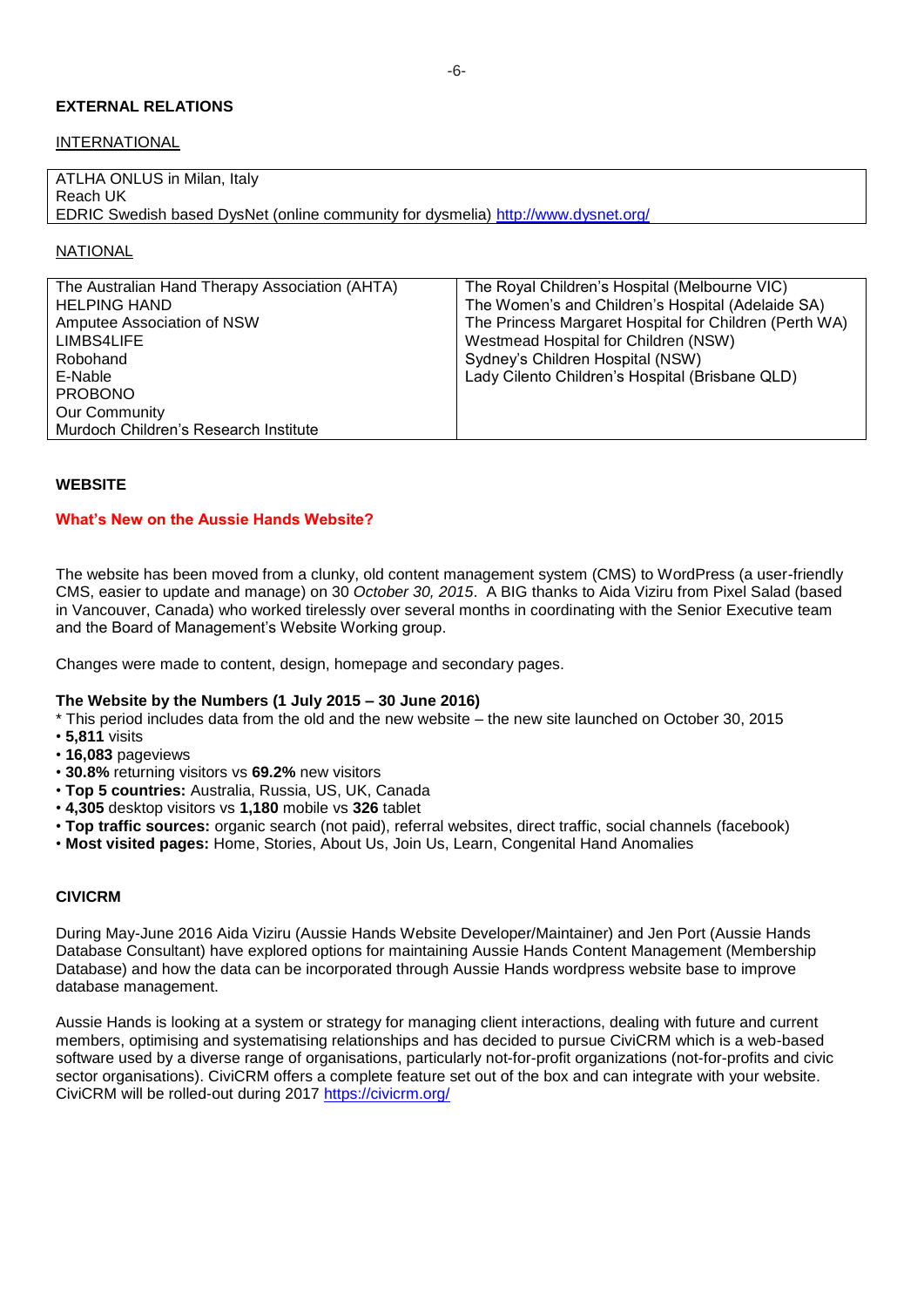## EXTERNAL RELATIONS

### INTERNATIONAL

| |
|---|
| ATLHA ONLUS in Milan, Italy |
| Reach UK |
| EDRIC Swedish based DysNet (online community for dysmelia) http://www.dysnet.org/ |

### NATIONAL

| | |
|---|---|
| The Australian Hand Therapy Association (AHTA) | The Royal Children's Hospital (Melbourne VIC) |
| HELPING HAND | The Women's and Children's Hospital (Adelaide SA) |
| Amputee Association of NSW | The Princess Margaret Hospital for Children (Perth WA) |
| LIMBS4LIFE | Westmead Hospital for Children (NSW) |
| Robohand | Sydney's Children Hospital (NSW) |
| E-Nable | Lady Cilento Children's Hospital (Brisbane QLD) |
| PROBONO | |
| Our Community | |
| Murdoch Children's Research Institute | |

## WEBSITE

### What's New on the Aussie Hands Website?

The website has been moved from a clunky, old content management system (CMS) to WordPress (a user-friendly CMS, easier to update and manage) on 30 *October 30, 2015*. A BIG thanks to Aida Viziru from Pixel Salad (based in Vancouver, Canada) who worked tirelessly over several months in coordinating with the Senior Executive team and the Board of Management's Website Working group.

Changes were made to content, design, homepage and secondary pages.

**The Website by the Numbers (1 July 2015 – 30 June 2016)**

* This period includes data from the old and the new website – the new site launched on October 30, 2015

- **5,811** visits
- **16,083** pageviews
- **30.8%** returning visitors vs **69.2%** new visitors
- **Top 5 countries:** Australia, Russia, US, UK, Canada
- **4,305** desktop visitors vs **1,180** mobile vs **326** tablet
- **Top traffic sources:** organic search (not paid), referral websites, direct traffic, social channels (facebook)
- **Most visited pages:** Home, Stories, About Us, Join Us, Learn, Congenital Hand Anomalies

## CIVICRM

During May-June 2016 Aida Viziru (Aussie Hands Website Developer/Maintainer) and Jen Port (Aussie Hands Database Consultant) have explored options for maintaining Aussie Hands Content Management (Membership Database) and how the data can be incorporated through Aussie Hands wordpress website base to improve database management.

Aussie Hands is looking at a system or strategy for managing client interactions, dealing with future and current members, optimising and systematising relationships and has decided to pursue CiviCRM which is a web-based software used by a diverse range of organisations, particularly not-for-profit organizations (not-for-profits and civic sector organisations). CiviCRM offers a complete feature set out of the box and can integrate with your website. CiviCRM will be rolled-out during 2017 https://civicrm.org/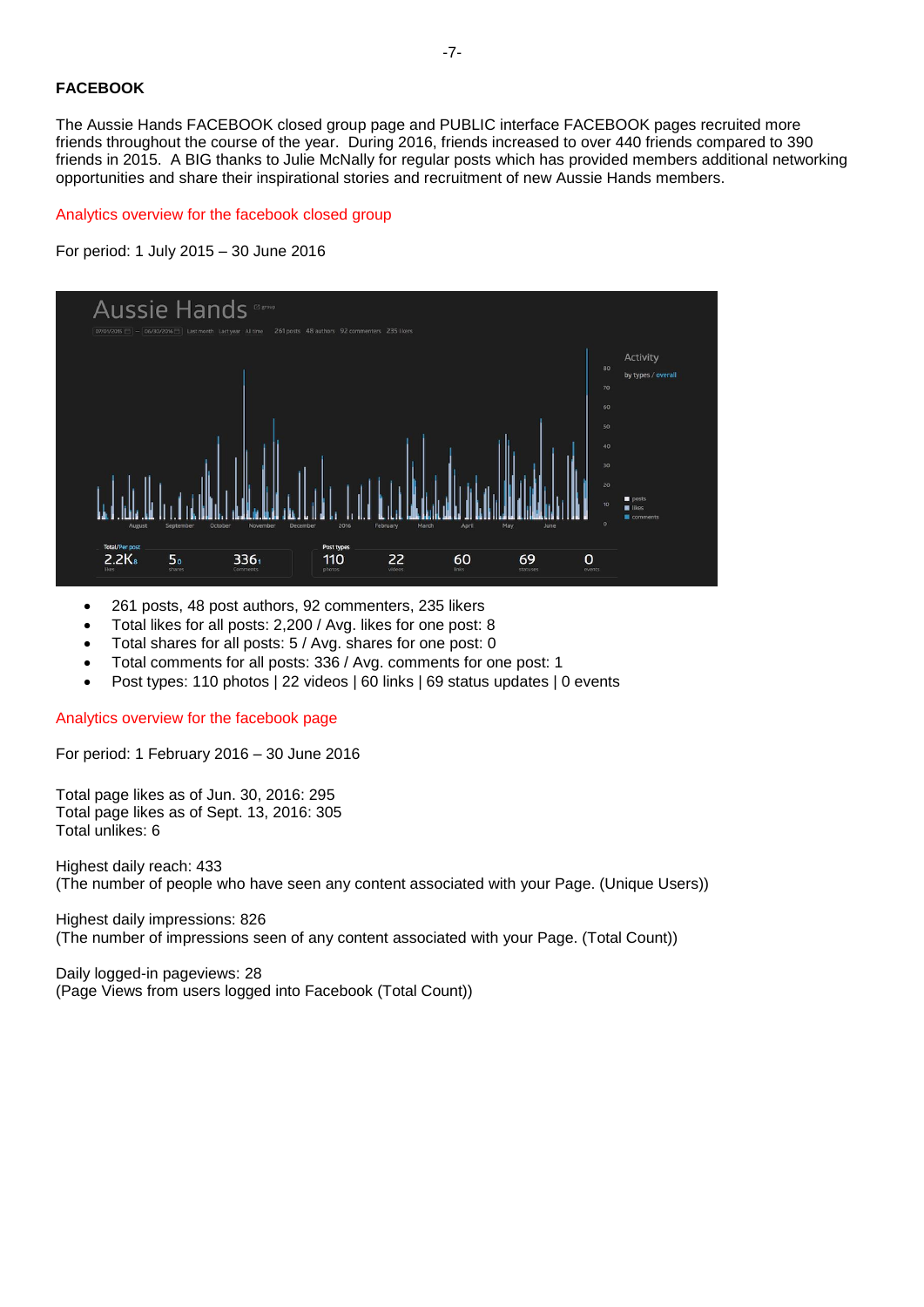**FACEBOOK**

The Aussie Hands FACEBOOK closed group page and PUBLIC interface FACEBOOK pages recruited more friends throughout the course of the year. During 2016, friends increased to over 440 friends compared to 390 friends in 2015. A BIG thanks to Julie McNally for regular posts which has provided members additional networking opportunities and share their inspirational stories and recruitment of new Aussie Hands members.

Analytics overview for the facebook closed group

For period: 1 July 2015 – 30 June 2016

- 261 posts, 48 post authors, 92 commenters, 235 likers
- Total likes for all posts: 2,200 / Avg. likes for one post: 8
- Total shares for all posts: 5 / Avg. shares for one post: 0
- Total comments for all posts: 336 / Avg. comments for one post: 1
- Post types: 110 photos | 22 videos | 60 links | 69 status updates | 0 events

Analytics overview for the facebook page

For period: 1 February 2016 – 30 June 2016

Total page likes as of Jun. 30, 2016: 295
Total page likes as of Sept. 13, 2016: 305
Total unlikes: 6

Highest daily reach: 433
(The number of people who have seen any content associated with your Page. (Unique Users))

Highest daily impressions: 826
(The number of impressions seen of any content associated with your Page. (Total Count))

Daily logged-in pageviews: 28
(Page Views from users logged into Facebook (Total Count))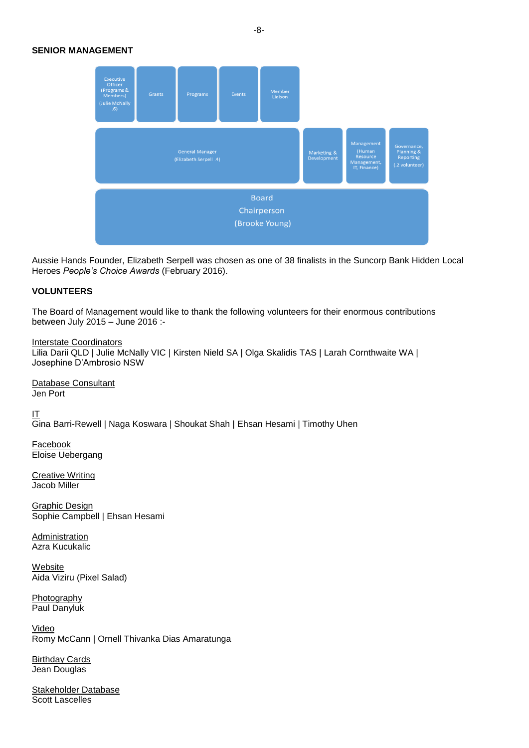## SENIOR MANAGEMENT

| Executive Officer (Programs & Members) (Julie McNally .6) | Grants | Programs | Events | Member Liaison | | | |
|---|---|---|---|---|---|---|---|
| General Manager (Elizabeth Serpell .4) | | | | | Marketing & Development | Management (Human Resource Management, IT, Finance) | Governance, Planning & Reporting (.2 volunteer) |
| Board Chairperson (Brooke Young) | | | | | | | |

Aussie Hands Founder, Elizabeth Serpell was chosen as one of 38 finalists in the Suncorp Bank Hidden Local Heroes *People's Choice Awards* (February 2016).

## VOLUNTEERS

The Board of Management would like to thank the following volunteers for their enormous contributions between July 2015 – June 2016 :-

<u>Interstate Coordinators</u>
Lilia Darii QLD | Julie McNally VIC | Kirsten Nield SA | Olga Skalidis TAS | Larah Cornthwaite WA | Josephine D'Ambrosio NSW

<u>Database Consultant</u>
Jen Port

<u>IT</u>
Gina Barri-Rewell | Naga Koswara | Shoukat Shah | Ehsan Hesami | Timothy Uhen

<u>Facebook</u>
Eloise Uebergang

<u>Creative Writing</u>
Jacob Miller

<u>Graphic Design</u>
Sophie Campbell | Ehsan Hesami

<u>Administration</u>
Azra Kucukalic

<u>Website</u>
Aida Viziru (Pixel Salad)

<u>Photography</u>
Paul Danyluk

<u>Video</u>
Romy McCann | Ornell Thivanka Dias Amaratunga

<u>Birthday Cards</u>
Jean Douglas

<u>Stakeholder Database</u>
Scott Lascelles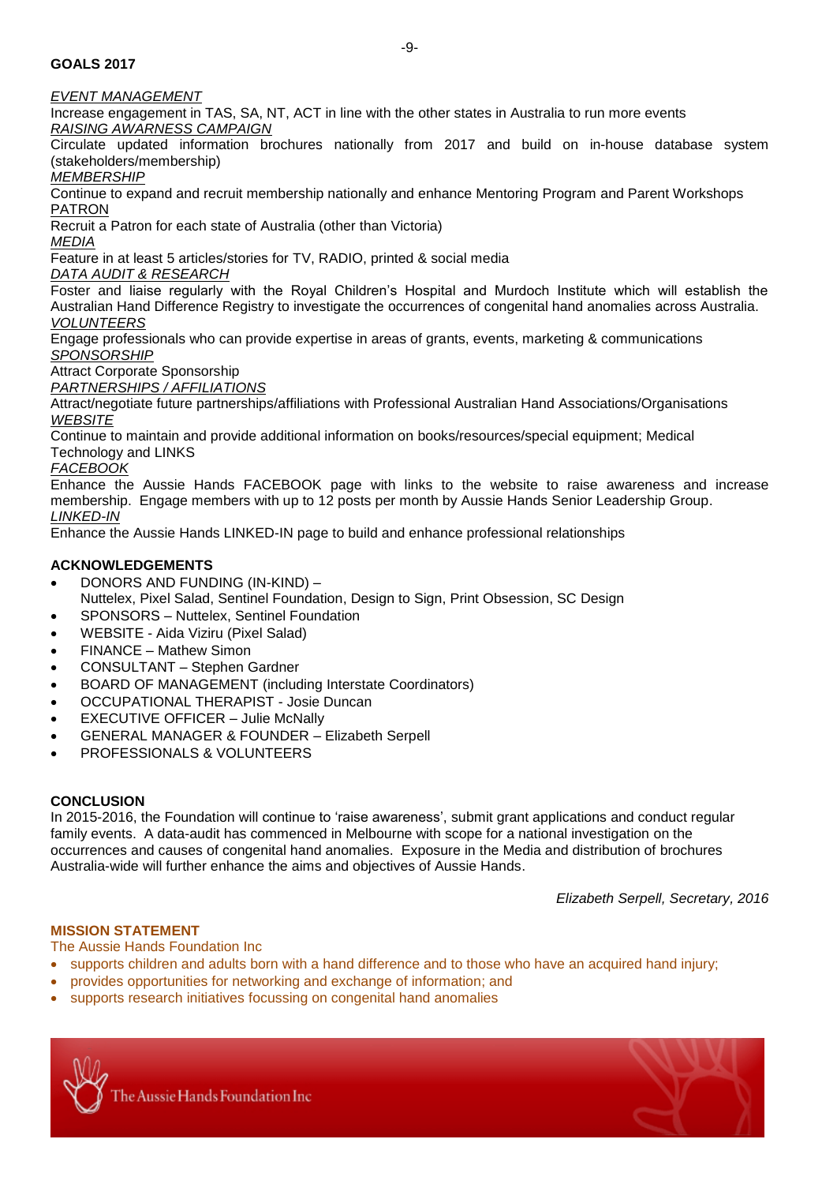**GOALS 2017**

*EVENT MANAGEMENT*

Increase engagement in TAS, SA, NT, ACT in line with the other states in Australia to run more events

*RAISING AWARNESS CAMPAIGN*

Circulate updated information brochures nationally from 2017 and build on in-house database system (stakeholders/membership)

*MEMBERSHIP*

Continue to expand and recruit membership nationally and enhance Mentoring Program and Parent Workshops

PATRON

Recruit a Patron for each state of Australia (other than Victoria)

*MEDIA*

Feature in at least 5 articles/stories for TV, RADIO, printed & social media

*DATA AUDIT & RESEARCH*

Foster and liaise regularly with the Royal Children's Hospital and Murdoch Institute which will establish the Australian Hand Difference Registry to investigate the occurrences of congenital hand anomalies across Australia.

*VOLUNTEERS*

Engage professionals who can provide expertise in areas of grants, events, marketing & communications

*SPONSORSHIP*

Attract Corporate Sponsorship

*PARTNERSHIPS / AFFILIATIONS*

Attract/negotiate future partnerships/affiliations with Professional Australian Hand Associations/Organisations

*WEBSITE*

Continue to maintain and provide additional information on books/resources/special equipment; Medical Technology and LINKS

*FACEBOOK*

Enhance the Aussie Hands FACEBOOK page with links to the website to raise awareness and increase membership. Engage members with up to 12 posts per month by Aussie Hands Senior Leadership Group.

*LINKED-IN*

Enhance the Aussie Hands LINKED-IN page to build and enhance professional relationships

**ACKNOWLEDGEMENTS**

- DONORS AND FUNDING (IN-KIND) – Nuttelex, Pixel Salad, Sentinel Foundation, Design to Sign, Print Obsession, SC Design
- SPONSORS – Nuttelex, Sentinel Foundation
- WEBSITE - Aida Viziru (Pixel Salad)
- FINANCE – Mathew Simon
- CONSULTANT – Stephen Gardner
- BOARD OF MANAGEMENT (including Interstate Coordinators)
- OCCUPATIONAL THERAPIST - Josie Duncan
- EXECUTIVE OFFICER – Julie McNally
- GENERAL MANAGER & FOUNDER – Elizabeth Serpell
- PROFESSIONALS & VOLUNTEERS

**CONCLUSION**

In 2015-2016, the Foundation will continue to 'raise awareness', submit grant applications and conduct regular family events. A data-audit has commenced in Melbourne with scope for a national investigation on the occurrences and causes of congenital hand anomalies. Exposure in the Media and distribution of brochures Australia-wide will further enhance the aims and objectives of Aussie Hands.

*Elizabeth Serpell, Secretary, 2016*

**MISSION STATEMENT**

The Aussie Hands Foundation Inc

- supports children and adults born with a hand difference and to those who have an acquired hand injury;
- provides opportunities for networking and exchange of information; and
- supports research initiatives focussing on congenital hand anomalies